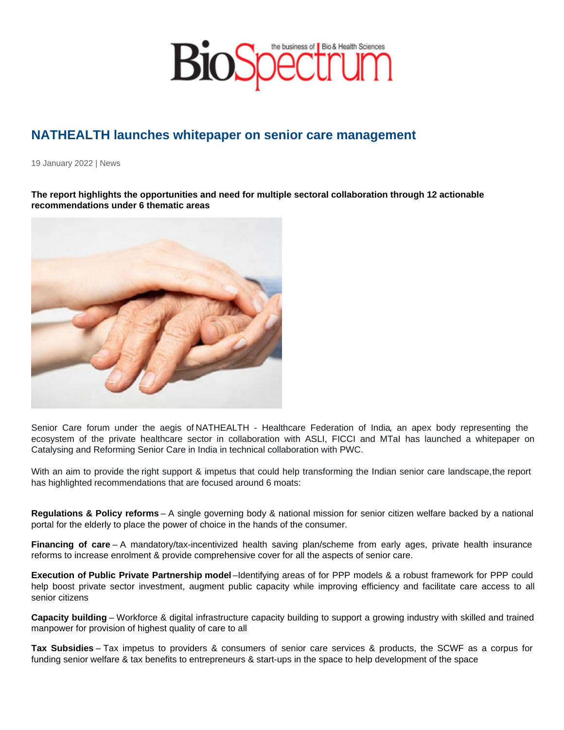# NATHEALTH launches whitepaper on senior care management

19 January 2022 | News

**The report highlights the opportunities and need for multiple sectoral collaboration through 12 actionable recommendations under 6 thematic areas**

Senior Care forum under the aegis of NATHEALTH - Healthcare Federation of India, an apex body representing the ecosystem of the private healthcare sector in collaboration with ASLI, FICCI and MTaI has launched a whitepaper on Catalysing and Reforming Senior Care in India in technical collaboration with PWC.

With an aim to provide the right support & impetus that could help transforming the Indian senior care landscape, the report has highlighted recommendations that are focused around 6 moats:

**Regulations & Policy reforms** – A single governing body & national mission for senior citizen welfare backed by a national portal for the elderly to place the power of choice in the hands of the consumer.

**Financing of care** – A mandatory/tax-incentivized health saving plan/scheme from early ages, private health insurance reforms to increase enrolment & provide comprehensive cover for all the aspects of senior care.

**Execution of Public Private Partnership model** –Identifying areas of for PPP models & a robust framework for PPP could help boost private sector investment, augment public capacity while improving efficiency and facilitate care access to all senior citizens

**Capacity building** – Workforce & digital infrastructure capacity building to support a growing industry with skilled and trained manpower for provision of highest quality of care to all

**Tax Subsidies** – Tax impetus to providers & consumers of senior care services & products, the SCWF as a corpus for funding senior welfare & tax benefits to entrepreneurs & start-ups in the space to help development of the space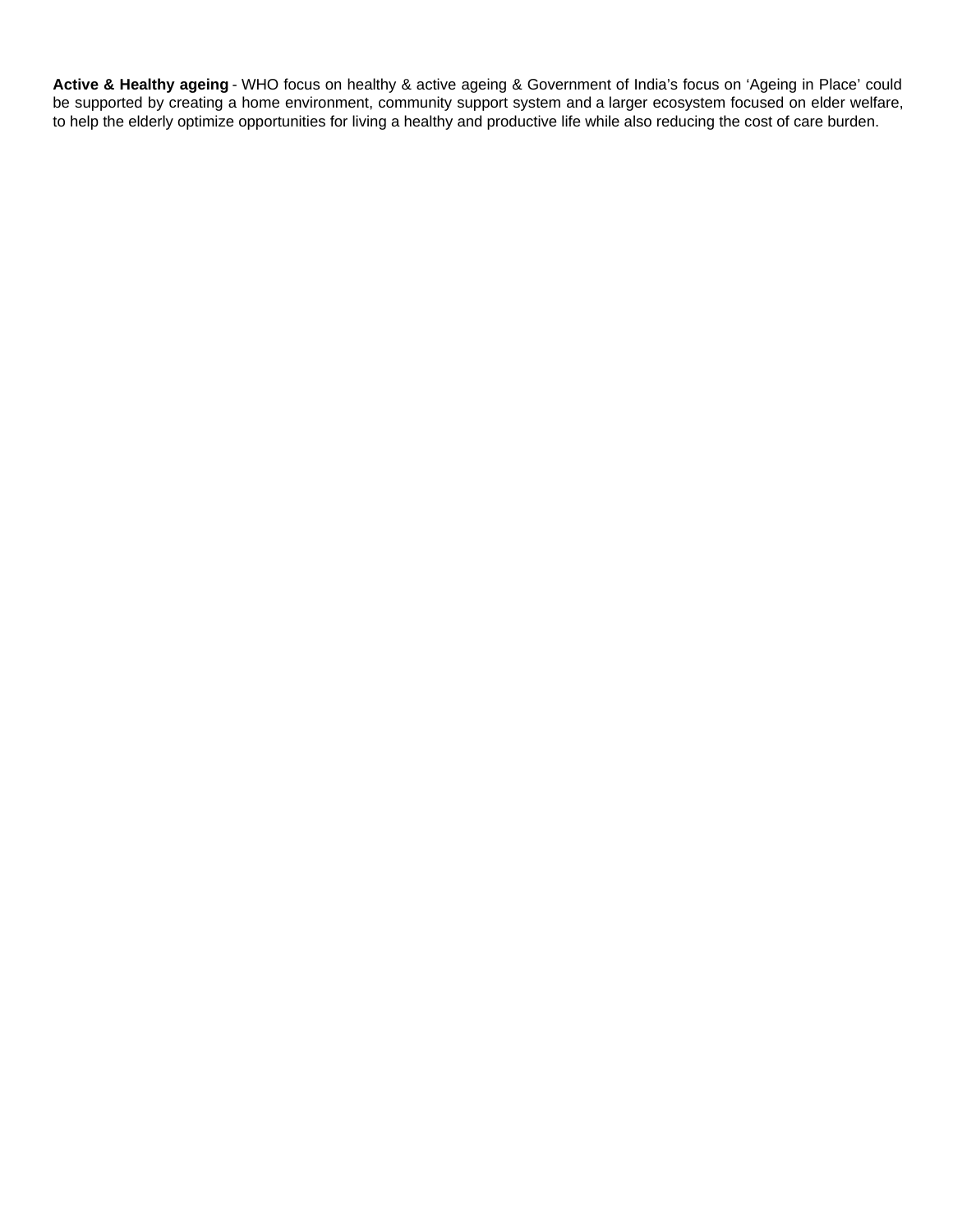**Active & Healthy ageing** - WHO focus on healthy & active ageing & Government of India's focus on 'Ageing in Place' could be supported by creating a home environment, community support system and a larger ecosystem focused on elder welfare, to help the elderly optimize opportunities for living a healthy and productive life while also reducing the cost of care burden.